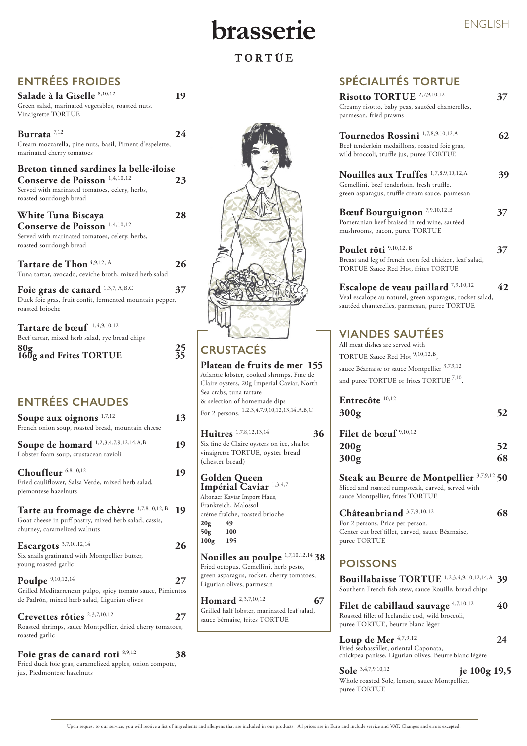# brasserie

**TORTUE**

ENGLISH

## ENTRÉES FROIDES

**Salade à la Giselle** [8,10,12] **19**
Green salad, marinated vegetables, roasted nuts, Vinaigrette TORTUE

**Burrata** [7,12] **24**
Cream mozzarella, pine nuts, basil, Piment d'espelette, marinated cherry tomatoes

**Breton tinned sardines la belle-iloise Conserve de Poisson** [1,4,10,12] **23**
Served with marinated tomatoes, celery, herbs, roasted sourdough bread

**White Tuna Biscaya Conserve de Poisson** [1,4,10,12] **28**
Served with marinated tomatoes, celery, herbs, roasted sourdough bread

**Tartare de Thon** [4,9,12, A] **26**
Tuna tartar, avocado, ceviche broth, mixed herb salad

**Foie gras de canard** [1,3,7, A,B,C] **37**
Duck foie gras, fruit confit, fermented mountain pepper, roasted brioche

**Tartare de bœuf** [1,4,9,10,12]
Beef tartar, mixed herb salad, rye bread chips
**80g** **25**
**160g and Frites TORTUE** **35**

## ENTRÉES CHAUDES

**Soupe aux oignons** [1,7,12] **13**
French onion soup, roasted bread, mountain cheese

**Soupe de homard** [1,2,3,4,7,9,12,14,A,B] **19**
Lobster foam soup, crustacean ravioli

**Choufleur** [6,8,10,12] **19**
Fried cauliflower, Salsa Verde, mixed herb salad, piemontese hazelnuts

**Tarte au fromage de chèvre** [1,7,8,10,12, B] **19**
Goat cheese in puff pastry, mixed herb salad, cassis, chutney, caramelized walnuts

**Escargots** [3,7,10,12,14] **26**
Six snails gratinated with Montpellier butter, young roasted garlic

**Poulpe** [9,10,12,14] **27**
Grilled Meditarrenean pulpo, spicy tomato sauce, Pimientos de Padrón, mixed herb salad, Ligurian olives

**Crevettes rôties** [2,3,7,10,12] **27**
Roasted shrimps, sauce Montpellier, dried cherry tomatoes, roasted garlic

**Foie gras de canard roti** [8,9,12] **38**
Fried duck foie gras, caramelized apples, onion compote, jus, Piedmontese hazelnuts

## CRUSTACÉS

**Plateau de fruits de mer** **155**
Atlantic lobster, cooked shrimps, Fine de Claire oysters, 20g Imperial Caviar, North Sea crabs, tuna tartare & selection of homemade dips
For 2 persons. [1,2,3,4,7,9,10,12,13,14,A,B,C]

**Huîtres** [1,7,8,12,13,14] **36**
Six fine de Claire oysters on ice, shallot vinaigrette TORTUE, oyster bread (chester bread)

**Golden Queen Impérial Caviar** [1,3,4,7]
Altonaer Kaviar Import Haus, Frankreich, Malossol crème fraîche, roasted brioche
**20g** **49**
**50g** **100**
**100g** **195**

**Nouilles au poulpe** [1,7,10,12,14] **38**
Fried octopus, Gemellini, herb pesto, green asparagus, rocket, cherry tomatoes, Ligurian olives, parmesan

**Homard** [2,3,7,10,12] **67**
Grilled half lobster, marinated leaf salad, sauce bérnaise, frites TORTUE

## SPÉCIALITÉS TORTUE

**Risotto TORTUE** [2,7,9,10,12] **37**
Creamy risotto, baby peas, sautéed chanterelles, parmesan, fried prawns

**Tournedos Rossini** [1,7,8,9,10,12,A] **62**
Beef tenderloin medaillons, roasted foie gras, wild broccoli, truffle jus, puree TORTUE

**Nouilles aux Truffes** [1,7,8,9,10,12,A] **39**
Gemellini, beef tenderloin, fresh truffle, green asparagus, truffle cream sauce, parmesan

**Bœuf Bourguignon** [7,9,10,12,B] **37**
Pomeranian beef braised in red wine, sautéed mushrooms, bacon, puree TORTUE

**Poulet rôti** [9,10,12, B] **37**
Breast and leg of french corn fed chicken, leaf salad, TORTUE Sauce Red Hot, frites TORTUE

**Escalope de veau paillard** [7,9,10,12] **42**
Veal escalope au naturel, green asparagus, rocket salad, sautéed chanterelles, parmesan, puree TORTUE

## VIANDES SAUTÉES

All meat dishes are served with TORTUE Sauce Red Hot [9,10,12,B], sauce Béarnaise or sauce Montpellier [3,7,9,12] and puree TORTUE or frites TORTUE [7,10].

**Entrecôte** [10,12]
**300g** **52**

**Filet de bœuf** [9,10,12]
**200g** **52**
**300g** **68**

**Steak au Beurre de Montpellier** [3,7,9,12] **50**
Sliced and roasted rumpsteak, carved, served with sauce Montpellier, frites TORTUE

**Châteaubriand** [3,7,9,10,12] **68**
For 2 persons. Price per person.
Center cut beef fillet, carved, sauce Béarnaise, puree TORTUE

## POISSONS

**Bouillabaisse TORTUE** [1,2,3,4,9,10,12,14,A] **39**
Southern French fish stew, sauce Rouille, bread chips

**Filet de cabillaud sauvage** [4,7,10,12] **40**
Roasted fillet of Icelandic cod, wild broccoli, puree TORTUE, beurre blanc léger

**Loup de Mer** [4,7,9,12] **24**
Fried seabassfillet, oriental Caponata, chickpea panisse, Ligurian olives, Beurre blanc légère

**Sole** [3,4,7,9,10,12] **je 100g 19,5**
Whole roasted Sole, lemon, sauce Montpellier, puree TORTUE

Upon request to our service, you will receive a list of ingredients and allergens that are included in our products. All prices are in Euro and include service and VAT. Changes and errors excepted.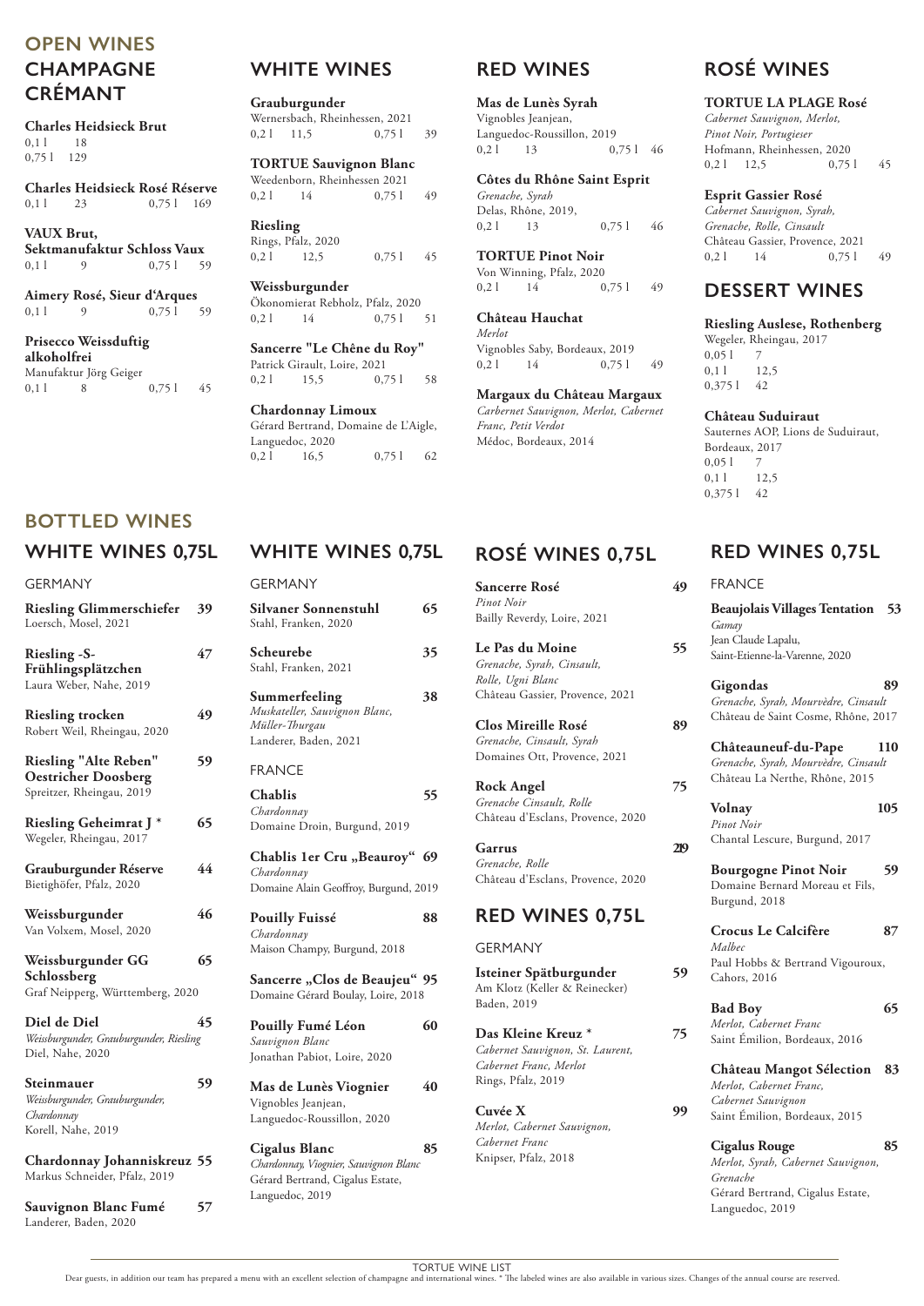## OPEN WINES

### CHAMPAGNE CRÉMANT

**Charles Heidsieck Brut**
0,1 l 18
0,75 l 129

**Charles Heidsieck Rosé Réserve**
0,1 l 23 0,75 l 169

**VAUX Brut, Sektmanufaktur Schloss Vaux**
0,1 l 9 0,75 l 59

**Aimery Rosé, Sieur d'Arques**
0,1 l 9 0,75 l 59

**Prisecco Weissduftig alkoholfrei**
Manufaktur Jörg Geiger
0,1 l 8 0,75 l 45

### WHITE WINES

**Grauburgunder**
Wernersbach, Rheinhessen, 2021
0,2 l 11,5 0,75 l 39

**TORTUE Sauvignon Blanc**
Weedenborn, Rheinhessen 2021
0,2 l 14 0,75 l 49

**Riesling**
Rings, Pfalz, 2020
0,2 l 12,5 0,75 l 45

**Weissburgunder**
Ökonomierat Rebholz, Pfalz, 2020
0,2 l 14 0,75 l 51

**Sancerre "Le Chêne du Roy"**
Patrick Girault, Loire, 2021
0,2 l 15,5 0,75 l 58

**Chardonnay Limoux**
Gérard Bertrand, Domaine de L'Aigle, Languedoc, 2020
0,2 l 16,5 0,75 l 62

### RED WINES

**Mas de Lunès Syrah**
Vignobles Jeanjean, Languedoc-Roussillon, 2019
0,2 l 13 0,75 l 46

**Côtes du Rhône Saint Esprit**
*Grenache, Syrah*
Delas, Rhône, 2019,
0,2 l 13 0,75 l 46

**TORTUE Pinot Noir**
Von Winning, Pfalz, 2020
0,2 l 14 0,75 l 49

**Château Hauchat**
*Merlot*
Vignobles Saby, Bordeaux, 2019
0,2 l 14 0,75 l 49

**Margaux du Château Margaux**
*Carbernet Sauvignon, Merlot, Cabernet Franc, Petit Verdot*
Médoc, Bordeaux, 2014

### ROSÉ WINES

**TORTUE LA PLAGE Rosé**
*Cabernet Sauvignon, Merlot, Pinot Noir, Portugieser*
Hofmann, Rheinhessen, 2020
0,2 l 12,5 0,75 l 45

**Esprit Gassier Rosé**
*Cabernet Sauvignon, Syrah, Grenache, Rolle, Cinsault*
Château Gassier, Provence, 2021
0,2 l 14 0,75 l 49

### DESSERT WINES

**Riesling Auslese, Rothenberg**
Wegeler, Rheingau, 2017
0,05 l 7
0,1 l 12,5
0,375 l 42

**Château Suduiraut**
Sauternes AOP, Lions de Suduiraut, Bordeaux, 2017
0,05 l 7
0,1 l 12,5
0,375 l 42

## BOTTLED WINES

### WHITE WINES 0,75L

GERMANY

**Riesling Glimmerschiefer** 39
Loersch, Mosel, 2021

**Riesling -S- Frühlingsplätzchen** 47
Laura Weber, Nahe, 2019

**Riesling trocken** 49
Robert Weil, Rheingau, 2020

**Riesling "Alte Reben" Oestricher Doosberg** 59
Spreitzer, Rheingau, 2019

**Riesling Geheimrat J *** 65
Wegeler, Rheingau, 2017

**Grauburgunder Réserve** 44
Bietighöfer, Pfalz, 2020

**Weissburgunder** 46
Van Volxem, Mosel, 2020

**Weissburgunder GG Schlossberg** 65
Graf Neipperg, Württemberg, 2020

**Diel de Diel** 45
*Weissburgunder, Grauburgunder, Riesling*
Diel, Nahe, 2020

**Steinmauer** 59
*Weissburgunder, Grauburgunder, Chardonnay*
Korell, Nahe, 2019

**Chardonnay Johanniskreuz** 55
Markus Schneider, Pfalz, 2019

**Sauvignon Blanc Fumé** 57
Landerer, Baden, 2020

### WHITE WINES 0,75L

GERMANY

**Silvaner Sonnenstuhl** 65
Stahl, Franken, 2020

**Scheurebe** 35
Stahl, Franken, 2021

**Summerfeeling** 38
*Muskateller, Sauvignon Blanc, Müller-Thurgau*
Landerer, Baden, 2021

FRANCE

**Chablis** 55
*Chardonnay*
Domaine Droin, Burgund, 2019

**Chablis 1er Cru „Beauroy“** 69
*Chardonnay*
Domaine Alain Geoffroy, Burgund, 2019

**Pouilly Fuissé** 88
*Chardonnay*
Maison Champy, Burgund, 2018

**Sancerre „Clos de Beaujeu“** 95
Domaine Gérard Boulay, Loire, 2018

**Pouilly Fumé Léon** 60
*Sauvignon Blanc*
Jonathan Pabiot, Loire, 2020

**Mas de Lunès Viognier** 40
Vignobles Jeanjean, Languedoc-Roussillon, 2020

**Cigalus Blanc** 85
*Chardonnay, Viognier, Sauvignon Blanc*
Gérard Bertrand, Cigalus Estate, Languedoc, 2019

### ROSÉ WINES 0,75L

**Sancerre Rosé** 49
*Pinot Noir*
Bailly Reverdy, Loire, 2021

**Le Pas du Moine** 55
*Grenache, Syrah, Cinsault, Rolle, Ugni Blanc*
Château Gassier, Provence, 2021

**Clos Mireille Rosé** 89
*Grenache, Cinsault, Syrah*
Domaines Ott, Provence, 2021

**Rock Angel** 75
*Grenache Cinsault, Rolle*
Château d'Esclans, Provence, 2020

**Garrus** 219
*Grenache, Rolle*
Château d'Esclans, Provence, 2020

### RED WINES 0,75L

GERMANY

**Isteiner Spätburgunder** 59
Am Klotz (Keller & Reinecker)
Baden, 2019

**Das Kleine Kreuz *** 75
*Cabernet Sauvignon, St. Laurent, Cabernet Franc, Merlot*
Rings, Pfalz, 2019

**Cuvée X** 99
*Merlot, Cabernet Sauvignon, Cabernet Franc*
Knipser, Pfalz, 2018

### RED WINES 0,75L

FRANCE

**Beaujolais Villages Tentation** 53
*Gamay*
Jean Claude Lapalu, Saint-Etienne-la-Varenne, 2020

**Gigondas** 89
*Grenache, Syrah, Mourvèdre, Cinsault*
Château de Saint Cosme, Rhône, 2017

**Châteauneuf-du-Pape** 110
*Grenache, Syrah, Mourvèdre, Cinsault*
Château La Nerthe, Rhône, 2015

**Volnay** 105
*Pinot Noir*
Chantal Lescure, Burgund, 2017

**Bourgogne Pinot Noir** 59
Domaine Bernard Moreau et Fils, Burgund, 2018

**Crocus Le Calcifère** 87
*Malbec*
Paul Hobbs & Bertrand Vigouroux, Cahors, 2016

**Bad Boy** 65
*Merlot, Cabernet Franc*
Saint Émilion, Bordeaux, 2016

**Château Mangot Sélection** 83
*Merlot, Cabernet Franc, Cabernet Sauvignon*
Saint Émilion, Bordeaux, 2015

**Cigalus Rouge** 85
*Merlot, Syrah, Cabernet Sauvignon, Grenache*
Gérard Bertrand, Cigalus Estate, Languedoc, 2019

TORTUE WINE LIST

Dear guests, in addition our team has prepared a menu with an excellent selection of champagne and international wines. * The labeled wines are also available in various sizes. Changes of the annual course are reserved.